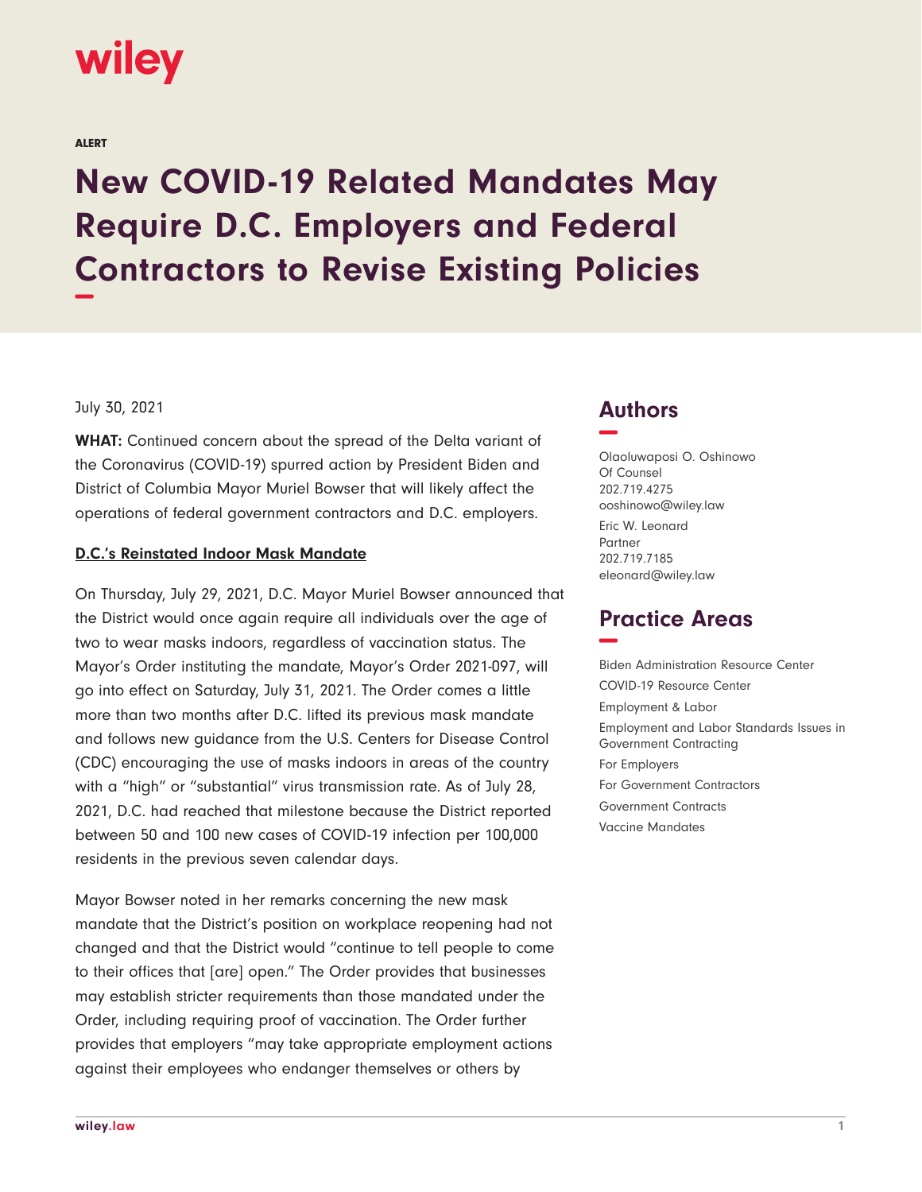wiley

ALERT

# New COVID-19 Related Mandates May Require D.C. Employers and Federal Contractors to Revise Existing Policies

July 30, 2021

**WHAT:** Continued concern about the spread of the Delta variant of the Coronavirus (COVID-19) spurred action by President Biden and District of Columbia Mayor Muriel Bowser that will likely affect the operations of federal government contractors and D.C. employers.

**D.C.'s Reinstated Indoor Mask Mandate**

On Thursday, July 29, 2021, D.C. Mayor Muriel Bowser announced that the District would once again require all individuals over the age of two to wear masks indoors, regardless of vaccination status. The Mayor's Order instituting the mandate, Mayor's Order 2021-097, will go into effect on Saturday, July 31, 2021. The Order comes a little more than two months after D.C. lifted its previous mask mandate and follows new guidance from the U.S. Centers for Disease Control (CDC) encouraging the use of masks indoors in areas of the country with a "high" or "substantial" virus transmission rate. As of July 28, 2021, D.C. had reached that milestone because the District reported between 50 and 100 new cases of COVID-19 infection per 100,000 residents in the previous seven calendar days.

Mayor Bowser noted in her remarks concerning the new mask mandate that the District's position on workplace reopening had not changed and that the District would "continue to tell people to come to their offices that [are] open." The Order provides that businesses may establish stricter requirements than those mandated under the Order, including requiring proof of vaccination. The Order further provides that employers "may take appropriate employment actions against their employees who endanger themselves or others by

## Authors

Olaoluwaposi O. Oshinowo
Of Counsel
202.719.4275
ooshinowo@wiley.law

Eric W. Leonard
Partner
202.719.7185
eleonard@wiley.law

## Practice Areas

Biden Administration Resource Center
COVID-19 Resource Center
Employment & Labor
Employment and Labor Standards Issues in Government Contracting
For Employers
For Government Contractors
Government Contracts
Vaccine Mandates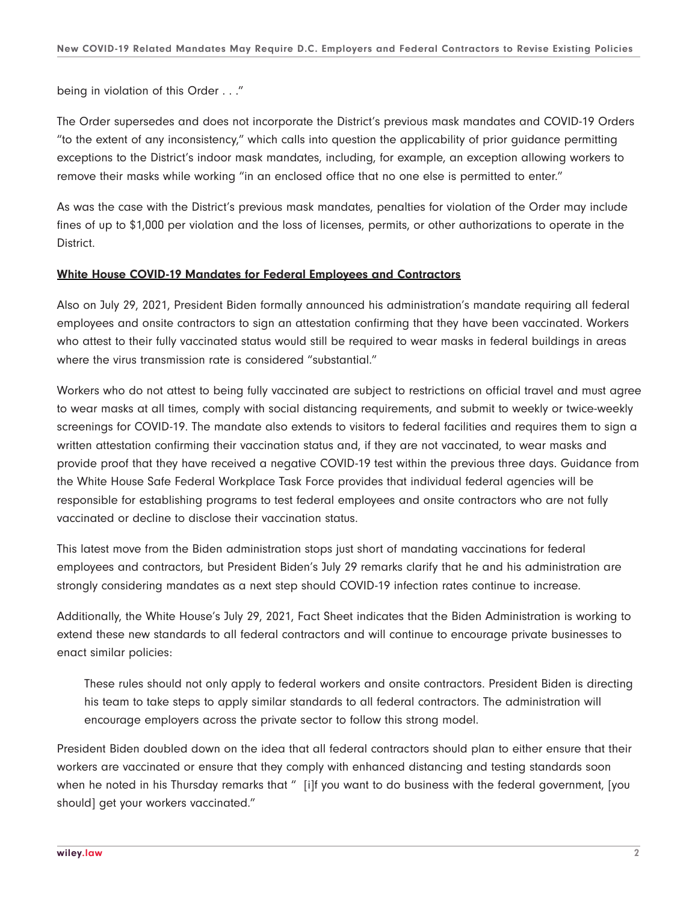being in violation of this Order . . ."

The Order supersedes and does not incorporate the District's previous mask mandates and COVID-19 Orders "to the extent of any inconsistency," which calls into question the applicability of prior guidance permitting exceptions to the District's indoor mask mandates, including, for example, an exception allowing workers to remove their masks while working "in an enclosed office that no one else is permitted to enter."

As was the case with the District's previous mask mandates, penalties for violation of the Order may include fines of up to $1,000 per violation and the loss of licenses, permits, or other authorizations to operate in the District.

**White House COVID-19 Mandates for Federal Employees and Contractors**

Also on July 29, 2021, President Biden formally announced his administration's mandate requiring all federal employees and onsite contractors to sign an attestation confirming that they have been vaccinated. Workers who attest to their fully vaccinated status would still be required to wear masks in federal buildings in areas where the virus transmission rate is considered "substantial."

Workers who do not attest to being fully vaccinated are subject to restrictions on official travel and must agree to wear masks at all times, comply with social distancing requirements, and submit to weekly or twice-weekly screenings for COVID-19. The mandate also extends to visitors to federal facilities and requires them to sign a written attestation confirming their vaccination status and, if they are not vaccinated, to wear masks and provide proof that they have received a negative COVID-19 test within the previous three days. Guidance from the White House Safe Federal Workplace Task Force provides that individual federal agencies will be responsible for establishing programs to test federal employees and onsite contractors who are not fully vaccinated or decline to disclose their vaccination status.

This latest move from the Biden administration stops just short of mandating vaccinations for federal employees and contractors, but President Biden's July 29 remarks clarify that he and his administration are strongly considering mandates as a next step should COVID-19 infection rates continue to increase.

Additionally, the White House's July 29, 2021, Fact Sheet indicates that the Biden Administration is working to extend these new standards to all federal contractors and will continue to encourage private businesses to enact similar policies:

> These rules should not only apply to federal workers and onsite contractors. President Biden is directing his team to take steps to apply similar standards to all federal contractors. The administration will encourage employers across the private sector to follow this strong model.

President Biden doubled down on the idea that all federal contractors should plan to either ensure that their workers are vaccinated or ensure that they comply with enhanced distancing and testing standards soon when he noted in his Thursday remarks that " [i]f you want to do business with the federal government, [you should] get your workers vaccinated."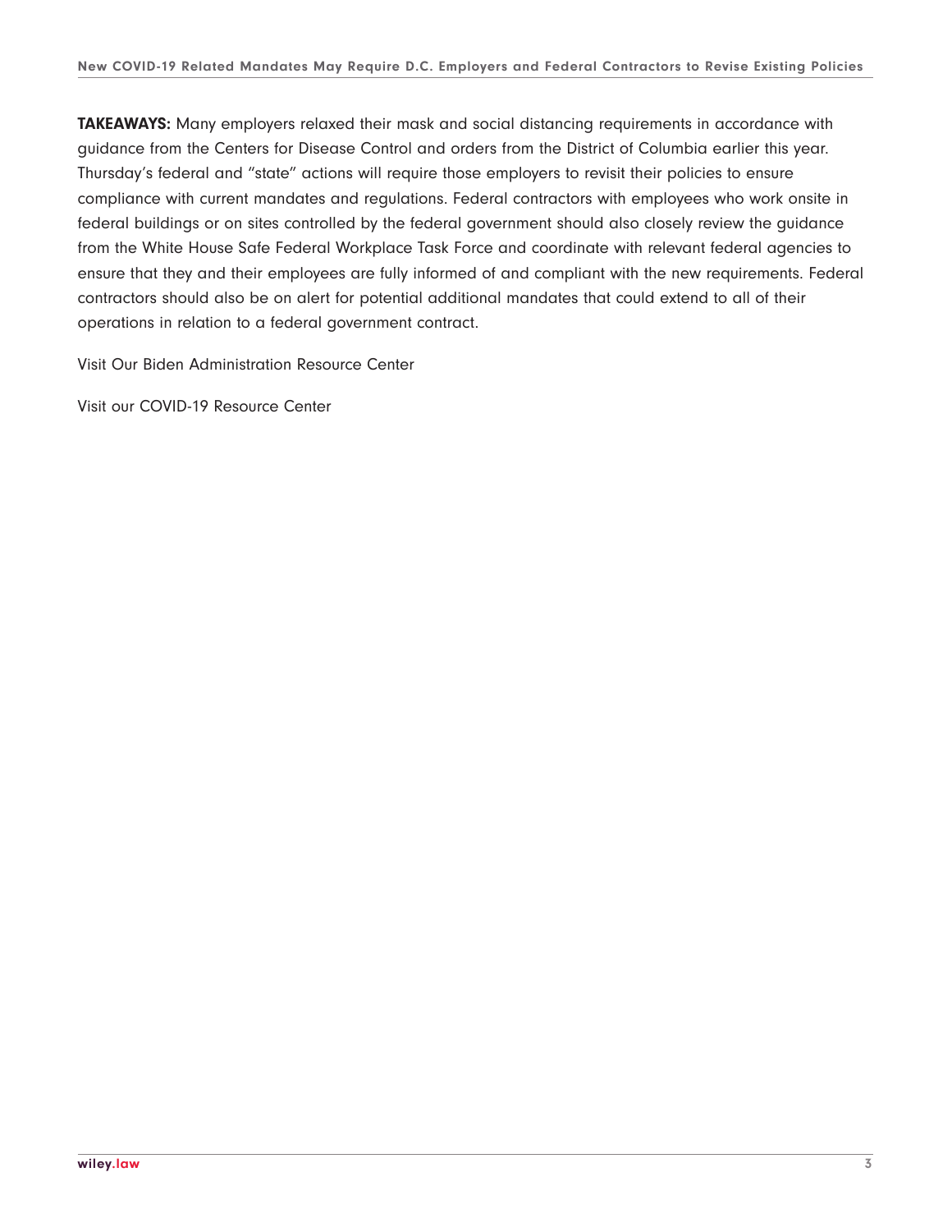**TAKEAWAYS:** Many employers relaxed their mask and social distancing requirements in accordance with guidance from the Centers for Disease Control and orders from the District of Columbia earlier this year. Thursday's federal and "state" actions will require those employers to revisit their policies to ensure compliance with current mandates and regulations. Federal contractors with employees who work onsite in federal buildings or on sites controlled by the federal government should also closely review the guidance from the White House Safe Federal Workplace Task Force and coordinate with relevant federal agencies to ensure that they and their employees are fully informed of and compliant with the new requirements. Federal contractors should also be on alert for potential additional mandates that could extend to all of their operations in relation to a federal government contract.

Visit Our Biden Administration Resource Center

Visit our COVID-19 Resource Center